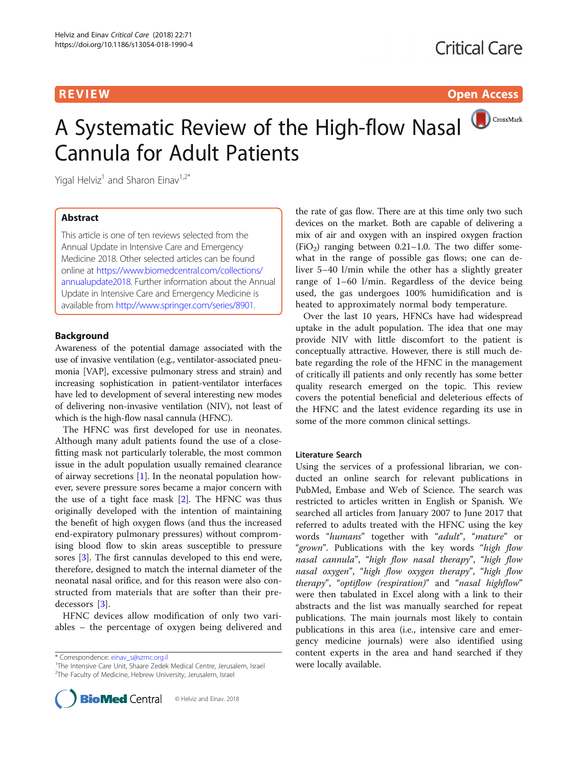REVIEW

Open Access

# A Systematic Review of the High-flow Nasal Cannula for Adult Patients

Yigal Helviz[1] and Sharon Einav[1,2*]

## Abstract

This article is one of ten reviews selected from the Annual Update in Intensive Care and Emergency Medicine 2018. Other selected articles can be found online at https://www.biomedcentral.com/collections/annualupdate2018. Further information about the Annual Update in Intensive Care and Emergency Medicine is available from http://www.springer.com/series/8901.

## Background

Awareness of the potential damage associated with the use of invasive ventilation (e.g., ventilator-associated pneumonia [VAP], excessive pulmonary stress and strain) and increasing sophistication in patient-ventilator interfaces have led to development of several interesting new modes of delivering non-invasive ventilation (NIV), not least of which is the high-flow nasal cannula (HFNC).

The HFNC was first developed for use in neonates. Although many adult patients found the use of a close-fitting mask not particularly tolerable, the most common issue in the adult population usually remained clearance of airway secretions [1]. In the neonatal population however, severe pressure sores became a major concern with the use of a tight face mask [2]. The HFNC was thus originally developed with the intention of maintaining the benefit of high oxygen flows (and thus the increased end-expiratory pulmonary pressures) without compromising blood flow to skin areas susceptible to pressure sores [3]. The first cannulas developed to this end were, therefore, designed to match the internal diameter of the neonatal nasal orifice, and for this reason were also constructed from materials that are softer than their predecessors [3].

HFNC devices allow modification of only two variables – the percentage of oxygen being delivered and the rate of gas flow. There are at this time only two such devices on the market. Both are capable of delivering a mix of air and oxygen with an inspired oxygen fraction ($FiO_2$) ranging between 0.21–1.0. The two differ somewhat in the range of possible gas flows; one can deliver 5–40 l/min while the other has a slightly greater range of 1–60 l/min. Regardless of the device being used, the gas undergoes 100% humidification and is heated to approximately normal body temperature.

Over the last 10 years, HFNCs have had widespread uptake in the adult population. The idea that one may provide NIV with little discomfort to the patient is conceptually attractive. However, there is still much debate regarding the role of the HFNC in the management of critically ill patients and only recently has some better quality research emerged on the topic. This review covers the potential beneficial and deleterious effects of the HFNC and the latest evidence regarding its use in some of the more common clinical settings.

## Literature Search

Using the services of a professional librarian, we conducted an online search for relevant publications in PubMed, Embase and Web of Science. The search was restricted to articles written in English or Spanish. We searched all articles from January 2007 to June 2017 that referred to adults treated with the HFNC using the key words *"humans"* together with *"adult"*, *"mature"* or *"grown"*. Publications with the key words *"high flow nasal cannula"*, *"high flow nasal therapy"*, *"high flow nasal oxygen"*, *"high flow oxygen therapy"*, *"high flow therapy"*, *"optiflow (respiration)"* and *"nasal highflow"* were then tabulated in Excel along with a link to their abstracts and the list was manually searched for repeat publications. The main journals most likely to contain publications in this area (i.e., intensive care and emergency medicine journals) were also identified using content experts in the area and hand searched if they were locally available.

\* Correspondence: einav_s@szmc.org.il
[1]The Intensive Care Unit, Shaare Zedek Medical Centre, Jerusalem, Israel
[2]The Faculty of Medicine, Hebrew University, Jerusalem, Israel

© Helviz and Einav. 2018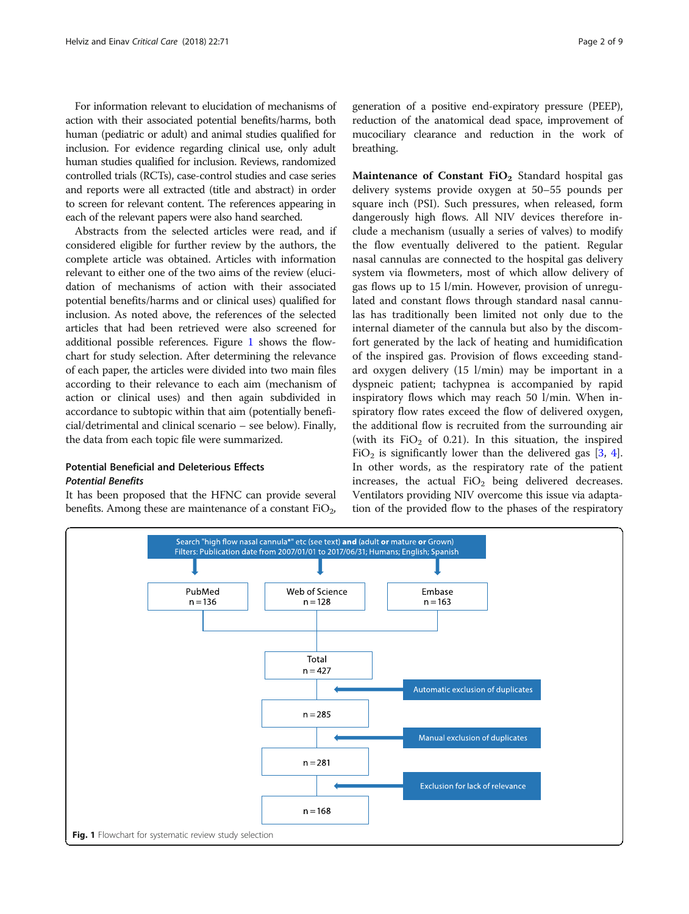For information relevant to elucidation of mechanisms of action with their associated potential benefits/harms, both human (pediatric or adult) and animal studies qualified for inclusion. For evidence regarding clinical use, only adult human studies qualified for inclusion. Reviews, randomized controlled trials (RCTs), case-control studies and case series and reports were all extracted (title and abstract) in order to screen for relevant content. The references appearing in each of the relevant papers were also hand searched.

Abstracts from the selected articles were read, and if considered eligible for further review by the authors, the complete article was obtained. Articles with information relevant to either one of the two aims of the review (elucidation of mechanisms of action with their associated potential benefits/harms and or clinical uses) qualified for inclusion. As noted above, the references of the selected articles that had been retrieved were also screened for additional possible references. Figure 1 shows the flowchart for study selection. After determining the relevance of each paper, the articles were divided into two main files according to their relevance to each aim (mechanism of action or clinical uses) and then again subdivided in accordance to subtopic within that aim (potentially beneficial/detrimental and clinical scenario – see below). Finally, the data from each topic file were summarized.

## Potential Beneficial and Deleterious Effects

### *Potential Benefits*

It has been proposed that the HFNC can provide several benefits. Among these are maintenance of a constant $FiO_2$, generation of a positive end-expiratory pressure (PEEP), reduction of the anatomical dead space, improvement of mucociliary clearance and reduction in the work of breathing.

**Maintenance of Constant $FiO_2$** Standard hospital gas delivery systems provide oxygen at 50–55 pounds per square inch (PSI). Such pressures, when released, form dangerously high flows. All NIV devices therefore include a mechanism (usually a series of valves) to modify the flow eventually delivered to the patient. Regular nasal cannulas are connected to the hospital gas delivery system via flowmeters, most of which allow delivery of gas flows up to 15 l/min. However, provision of unregulated and constant flows through standard nasal cannulas has traditionally been limited not only due to the internal diameter of the cannula but also by the discomfort generated by the lack of heating and humidification of the inspired gas. Provision of flows exceeding standard oxygen delivery (15 l/min) may be important in a dyspneic patient; tachypnea is accompanied by rapid inspiratory flows which may reach 50 l/min. When inspiratory flow rates exceed the flow of delivered oxygen, the additional flow is recruited from the surrounding air (with its $FiO_2$ of 0.21). In this situation, the inspired $FiO_2$ is significantly lower than the delivered gas [3, 4]. In other words, as the respiratory rate of the patient increases, the actual $FiO_2$ being delivered decreases. Ventilators providing NIV overcome this issue via adaptation of the provided flow to the phases of the respiratory

Search "high flow nasal cannula*" etc (see text) **and** (adult **or** mature **or** Grown)
Filters: Publication date from 2007/01/01 to 2017/06/31; Humans; English; Spanish

- PubMed n = 136
- Web of Science n = 128
- Embase n = 163

Total n = 427

Automatic exclusion of duplicates → n = 285

Manual exclusion of duplicates → n = 281

Exclusion for lack of relevance → n = 168

**Fig. 1** Flowchart for systematic review study selection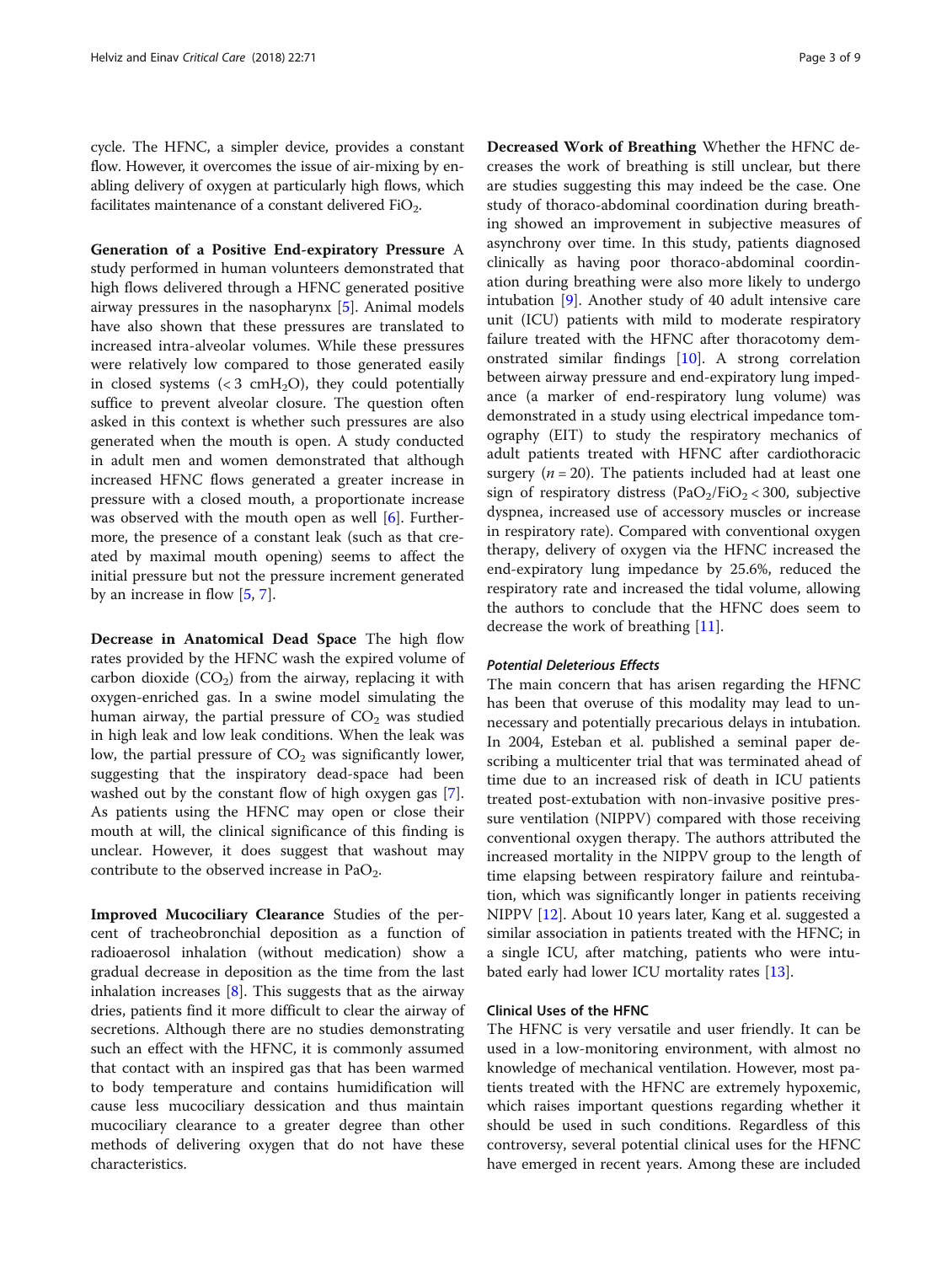cycle. The HFNC, a simpler device, provides a constant flow. However, it overcomes the issue of air-mixing by enabling delivery of oxygen at particularly high flows, which facilitates maintenance of a constant delivered $FiO_2$.

**Generation of a Positive End-expiratory Pressure** A study performed in human volunteers demonstrated that high flows delivered through a HFNC generated positive airway pressures in the nasopharynx [5]. Animal models have also shown that these pressures are translated to increased intra-alveolar volumes. While these pressures were relatively low compared to those generated easily in closed systems (< 3 $cmH_2O$), they could potentially suffice to prevent alveolar closure. The question often asked in this context is whether such pressures are also generated when the mouth is open. A study conducted in adult men and women demonstrated that although increased HFNC flows generated a greater increase in pressure with a closed mouth, a proportionate increase was observed with the mouth open as well [6]. Furthermore, the presence of a constant leak (such as that created by maximal mouth opening) seems to affect the initial pressure but not the pressure increment generated by an increase in flow [5, 7].

**Decrease in Anatomical Dead Space** The high flow rates provided by the HFNC wash the expired volume of carbon dioxide ($CO_2$) from the airway, replacing it with oxygen-enriched gas. In a swine model simulating the human airway, the partial pressure of $CO_2$ was studied in high leak and low leak conditions. When the leak was low, the partial pressure of $CO_2$ was significantly lower, suggesting that the inspiratory dead-space had been washed out by the constant flow of high oxygen gas [7]. As patients using the HFNC may open or close their mouth at will, the clinical significance of this finding is unclear. However, it does suggest that washout may contribute to the observed increase in $PaO_2$.

**Improved Mucociliary Clearance** Studies of the percent of tracheobronchial deposition as a function of radioaerosol inhalation (without medication) show a gradual decrease in deposition as the time from the last inhalation increases [8]. This suggests that as the airway dries, patients find it more difficult to clear the airway of secretions. Although there are no studies demonstrating such an effect with the HFNC, it is commonly assumed that contact with an inspired gas that has been warmed to body temperature and contains humidification will cause less mucociliary dessication and thus maintain mucociliary clearance to a greater degree than other methods of delivering oxygen that do not have these characteristics.

**Decreased Work of Breathing** Whether the HFNC decreases the work of breathing is still unclear, but there are studies suggesting this may indeed be the case. One study of thoraco-abdominal coordination during breathing showed an improvement in subjective measures of asynchrony over time. In this study, patients diagnosed clinically as having poor thoraco-abdominal coordination during breathing were also more likely to undergo intubation [9]. Another study of 40 adult intensive care unit (ICU) patients with mild to moderate respiratory failure treated with the HFNC after thoracotomy demonstrated similar findings [10]. A strong correlation between airway pressure and end-expiratory lung impedance (a marker of end-respiratory lung volume) was demonstrated in a study using electrical impedance tomography (EIT) to study the respiratory mechanics of adult patients treated with HFNC after cardiothoracic surgery ($n = 20$). The patients included had at least one sign of respiratory distress ($PaO_2/FiO_2 < 300$, subjective dyspnea, increased use of accessory muscles or increase in respiratory rate). Compared with conventional oxygen therapy, delivery of oxygen via the HFNC increased the end-expiratory lung impedance by 25.6%, reduced the respiratory rate and increased the tidal volume, allowing the authors to conclude that the HFNC does seem to decrease the work of breathing [11].

#### *Potential Deleterious Effects*

The main concern that has arisen regarding the HFNC has been that overuse of this modality may lead to unnecessary and potentially precarious delays in intubation. In 2004, Esteban et al. published a seminal paper describing a multicenter trial that was terminated ahead of time due to an increased risk of death in ICU patients treated post-extubation with non-invasive positive pressure ventilation (NIPPV) compared with those receiving conventional oxygen therapy. The authors attributed the increased mortality in the NIPPV group to the length of time elapsing between respiratory failure and reintubation, which was significantly longer in patients receiving NIPPV [12]. About 10 years later, Kang et al. suggested a similar association in patients treated with the HFNC; in a single ICU, after matching, patients who were intubated early had lower ICU mortality rates [13].

### Clinical Uses of the HFNC

The HFNC is very versatile and user friendly. It can be used in a low-monitoring environment, with almost no knowledge of mechanical ventilation. However, most patients treated with the HFNC are extremely hypoxemic, which raises important questions regarding whether it should be used in such conditions. Regardless of this controversy, several potential clinical uses for the HFNC have emerged in recent years. Among these are included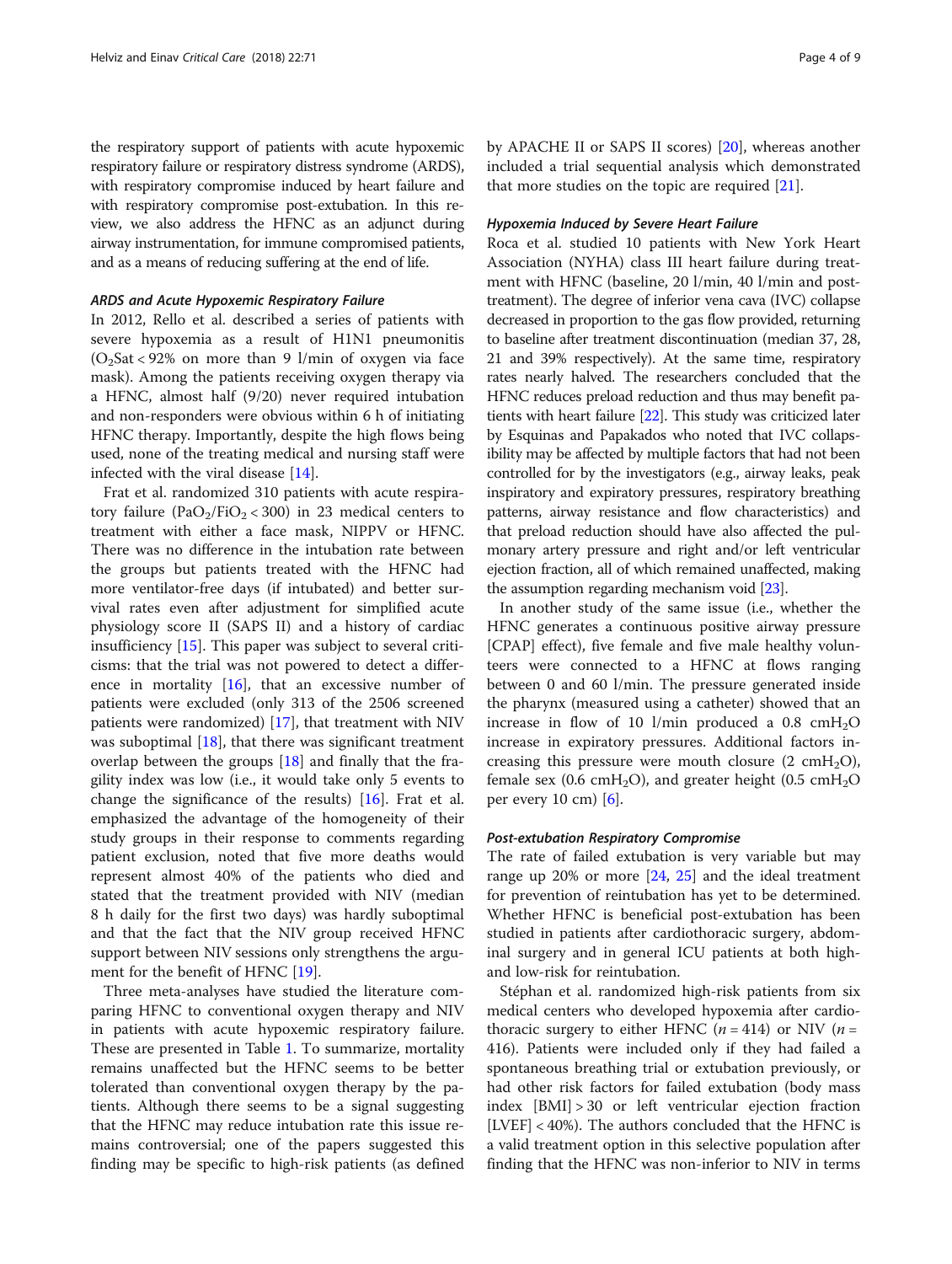the respiratory support of patients with acute hypoxemic respiratory failure or respiratory distress syndrome (ARDS), with respiratory compromise induced by heart failure and with respiratory compromise post-extubation. In this review, we also address the HFNC as an adjunct during airway instrumentation, for immune compromised patients, and as a means of reducing suffering at the end of life.

#### *ARDS and Acute Hypoxemic Respiratory Failure*

In 2012, Rello et al. described a series of patients with severe hypoxemia as a result of H1N1 pneumonitis ($O_2Sat < 92\%$ on more than 9 l/min of oxygen via face mask). Among the patients receiving oxygen therapy via a HFNC, almost half (9/20) never required intubation and non-responders were obvious within 6 h of initiating HFNC therapy. Importantly, despite the high flows being used, none of the treating medical and nursing staff were infected with the viral disease [14].

Frat et al. randomized 310 patients with acute respiratory failure ($PaO_2/FiO_2 < 300$) in 23 medical centers to treatment with either a face mask, NIPPV or HFNC. There was no difference in the intubation rate between the groups but patients treated with the HFNC had more ventilator-free days (if intubated) and better survival rates even after adjustment for simplified acute physiology score II (SAPS II) and a history of cardiac insufficiency [15]. This paper was subject to several criticisms: that the trial was not powered to detect a difference in mortality [16], that an excessive number of patients were excluded (only 313 of the 2506 screened patients were randomized) [17], that treatment with NIV was suboptimal [18], that there was significant treatment overlap between the groups [18] and finally that the fragility index was low (i.e., it would take only 5 events to change the significance of the results) [16]. Frat et al. emphasized the advantage of the homogeneity of their study groups in their response to comments regarding patient exclusion, noted that five more deaths would represent almost 40% of the patients who died and stated that the treatment provided with NIV (median 8 h daily for the first two days) was hardly suboptimal and that the fact that the NIV group received HFNC support between NIV sessions only strengthens the argument for the benefit of HFNC [19].

Three meta-analyses have studied the literature comparing HFNC to conventional oxygen therapy and NIV in patients with acute hypoxemic respiratory failure. These are presented in Table 1. To summarize, mortality remains unaffected but the HFNC seems to be better tolerated than conventional oxygen therapy by the patients. Although there seems to be a signal suggesting that the HFNC may reduce intubation rate this issue remains controversial; one of the papers suggested this finding may be specific to high-risk patients (as defined by APACHE II or SAPS II scores) [20], whereas another included a trial sequential analysis which demonstrated that more studies on the topic are required [21].

#### *Hypoxemia Induced by Severe Heart Failure*

Roca et al. studied 10 patients with New York Heart Association (NYHA) class III heart failure during treatment with HFNC (baseline, 20 l/min, 40 l/min and post-treatment). The degree of inferior vena cava (IVC) collapse decreased in proportion to the gas flow provided, returning to baseline after treatment discontinuation (median 37, 28, 21 and 39% respectively). At the same time, respiratory rates nearly halved. The researchers concluded that the HFNC reduces preload reduction and thus may benefit patients with heart failure [22]. This study was criticized later by Esquinas and Papakados who noted that IVC collapsibility may be affected by multiple factors that had not been controlled for by the investigators (e.g., airway leaks, peak inspiratory and expiratory pressures, respiratory breathing patterns, airway resistance and flow characteristics) and that preload reduction should have also affected the pulmonary artery pressure and right and/or left ventricular ejection fraction, all of which remained unaffected, making the assumption regarding mechanism void [23].

In another study of the same issue (i.e., whether the HFNC generates a continuous positive airway pressure [CPAP] effect), five female and five male healthy volunteers were connected to a HFNC at flows ranging between 0 and 60 l/min. The pressure generated inside the pharynx (measured using a catheter) showed that an increase in flow of 10 l/min produced a 0.8 $cmH_2O$ increase in expiratory pressures. Additional factors increasing this pressure were mouth closure (2 $cmH_2O$), female sex (0.6 $cmH_2O$), and greater height (0.5 $cmH_2O$ per every 10 cm) [6].

#### *Post-extubation Respiratory Compromise*

The rate of failed extubation is very variable but may range up 20% or more [24, 25] and the ideal treatment for prevention of reintubation has yet to be determined. Whether HFNC is beneficial post-extubation has been studied in patients after cardiothoracic surgery, abdominal surgery and in general ICU patients at both high- and low-risk for reintubation.

Stéphan et al. randomized high-risk patients from six medical centers who developed hypoxemia after cardiothoracic surgery to either HFNC ($n = 414$) or NIV ($n = 416$). Patients were included only if they had failed a spontaneous breathing trial or extubation previously, or had other risk factors for failed extubation (body mass index [BMI] > 30 or left ventricular ejection fraction [LVEF] < 40%). The authors concluded that the HFNC is a valid treatment option in this selective population after finding that the HFNC was non-inferior to NIV in terms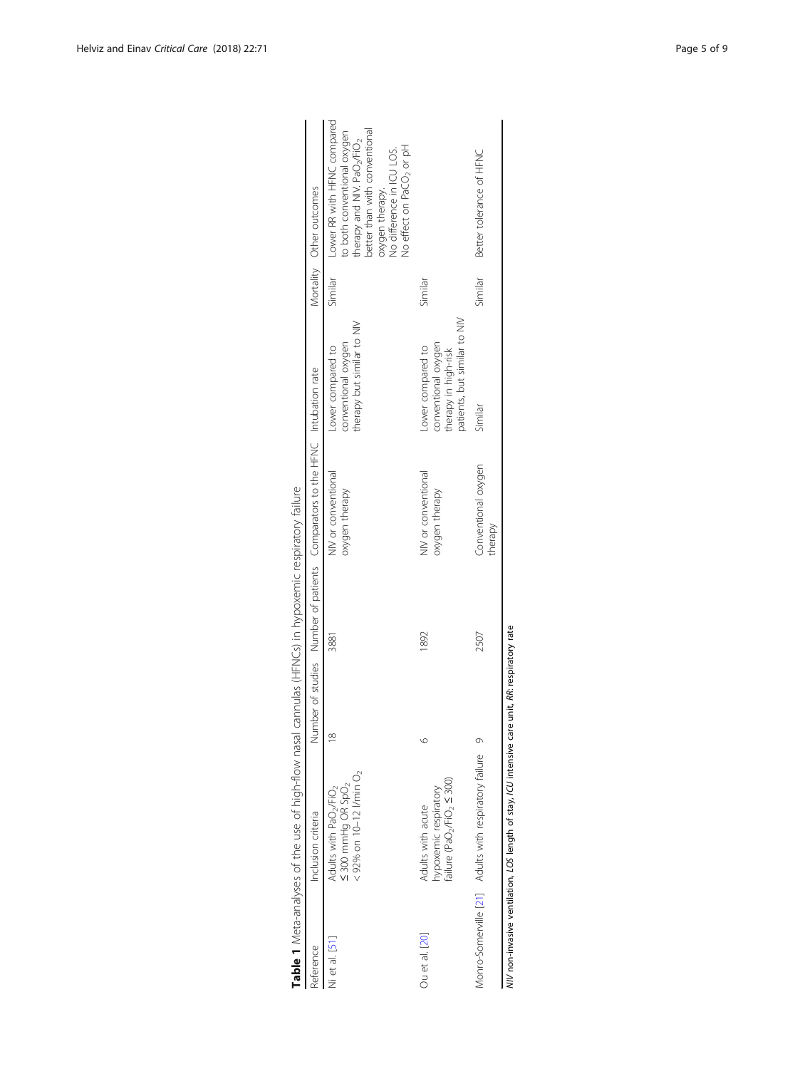**Table 1** Meta-analyses of the use of high-flow nasal cannulas (HFNCs) in hypoxemic respiratory failure

| Reference | Inclusion criteria | Number of studies | Number of patients | Comparators to the HFNC | Intubation rate | Mortality | Other outcomes |
|---|---|---|---|---|---|---|---|
| Ni et al. [51] | Adults with $PaO_2/FiO_2$ ≤ 300 mmHg OR $SpO_2$ < 92% on 10–12 l/min $O_2$ | 18 | 3881 | NIV or conventional oxygen therapy | Lower compared to conventional oxygen therapy but similar to NIV | Similar | Lower RR with HFNC compared to both conventional oxygen therapy and NIV. $PaO_2/FiO_2$ better than with conventional oxygen therapy. No difference in ICU LOS. No effect on $PaCO_2$ or pH |
| Ou et al. [20] | Adults with acute hypoxemic respiratory failure ($PaO_2/FiO_2$ ≤ 300) | 6 | 1892 | NIV or conventional oxygen therapy | Lower compared to conventional oxygen therapy in high-risk patients, but similar to NIV | Similar | |
| Monro-Somerville [21] | Adults with respiratory failure | 9 | 2507 | Conventional oxygen therapy | Similar | Similar | Better tolerance of HFNC |

*NIV* non-invasive ventilation, *LOS* length of stay, *ICU* intensive care unit, *RR*: respiratory rate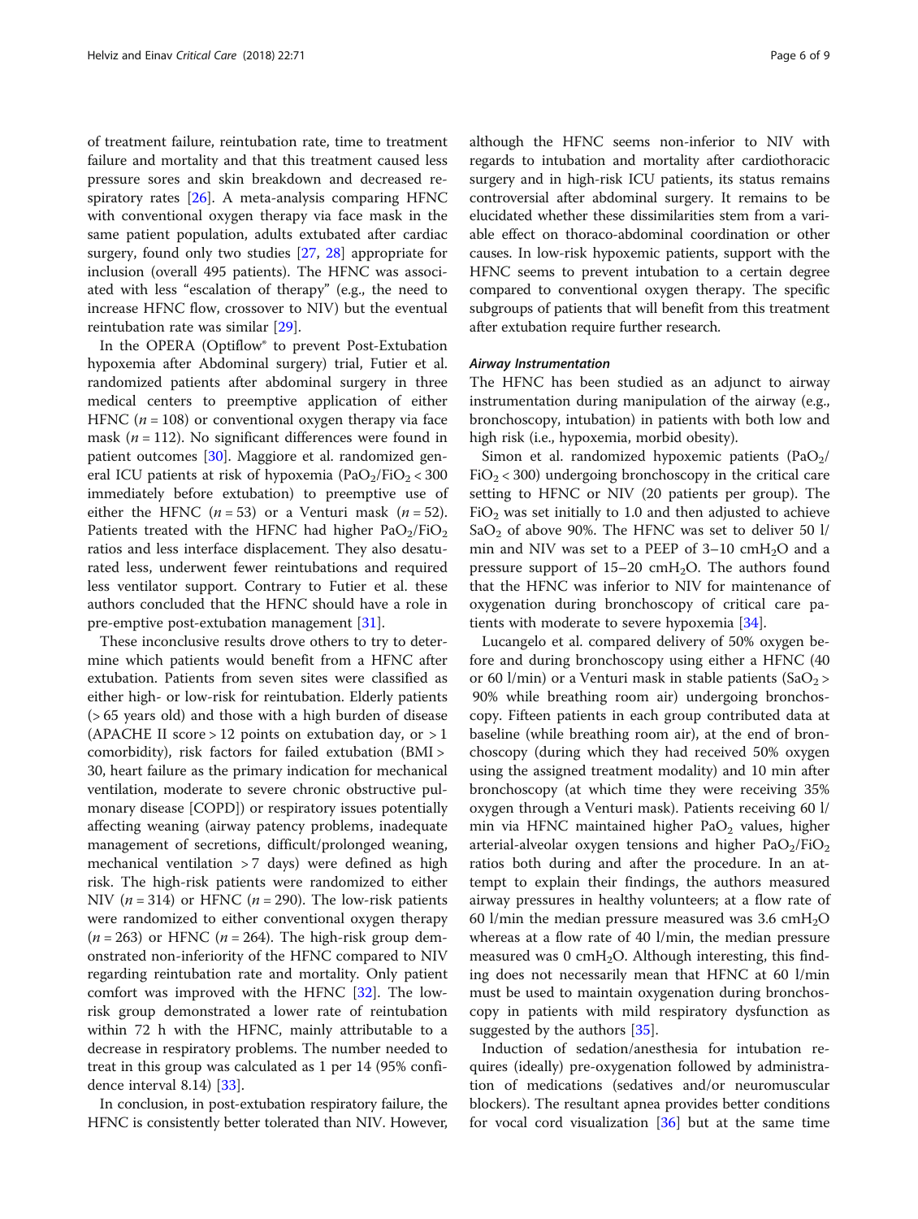of treatment failure, reintubation rate, time to treatment failure and mortality and that this treatment caused less pressure sores and skin breakdown and decreased respiratory rates [26]. A meta-analysis comparing HFNC with conventional oxygen therapy via face mask in the same patient population, adults extubated after cardiac surgery, found only two studies [27, 28] appropriate for inclusion (overall 495 patients). The HFNC was associated with less "escalation of therapy" (e.g., the need to increase HFNC flow, crossover to NIV) but the eventual reintubation rate was similar [29].

In the OPERA (Optiflow® to prevent Post-Extubation hypoxemia after Abdominal surgery) trial, Futier et al. randomized patients after abdominal surgery in three medical centers to preemptive application of either HFNC ($n = 108$) or conventional oxygen therapy via face mask ($n = 112$). No significant differences were found in patient outcomes [30]. Maggiore et al. randomized general ICU patients at risk of hypoxemia ($PaO_2/FiO_2 < 300$ immediately before extubation) to preemptive use of either the HFNC ($n = 53$) or a Venturi mask ($n = 52$). Patients treated with the HFNC had higher $PaO_2/FiO_2$ ratios and less interface displacement. They also desaturated less, underwent fewer reintubations and required less ventilator support. Contrary to Futier et al. these authors concluded that the HFNC should have a role in pre-emptive post-extubation management [31].

These inconclusive results drove others to try to determine which patients would benefit from a HFNC after extubation. Patients from seven sites were classified as either high- or low-risk for reintubation. Elderly patients (> 65 years old) and those with a high burden of disease (APACHE II score > 12 points on extubation day, or > 1 comorbidity), risk factors for failed extubation (BMI > 30, heart failure as the primary indication for mechanical ventilation, moderate to severe chronic obstructive pulmonary disease [COPD]) or respiratory issues potentially affecting weaning (airway patency problems, inadequate management of secretions, difficult/prolonged weaning, mechanical ventilation > 7 days) were defined as high risk. The high-risk patients were randomized to either NIV ($n = 314$) or HFNC ($n = 290$). The low-risk patients were randomized to either conventional oxygen therapy ($n = 263$) or HFNC ($n = 264$). The high-risk group demonstrated non-inferiority of the HFNC compared to NIV regarding reintubation rate and mortality. Only patient comfort was improved with the HFNC [32]. The low-risk group demonstrated a lower rate of reintubation within 72 h with the HFNC, mainly attributable to a decrease in respiratory problems. The number needed to treat in this group was calculated as 1 per 14 (95% confidence interval 8.14) [33].

In conclusion, in post-extubation respiratory failure, the HFNC is consistently better tolerated than NIV. However, although the HFNC seems non-inferior to NIV with regards to intubation and mortality after cardiothoracic surgery and in high-risk ICU patients, its status remains controversial after abdominal surgery. It remains to be elucidated whether these dissimilarities stem from a variable effect on thoraco-abdominal coordination or other causes. In low-risk hypoxemic patients, support with the HFNC seems to prevent intubation to a certain degree compared to conventional oxygen therapy. The specific subgroups of patients that will benefit from this treatment after extubation require further research.

#### *Airway Instrumentation*

The HFNC has been studied as an adjunct to airway instrumentation during manipulation of the airway (e.g., bronchoscopy, intubation) in patients with both low and high risk (i.e., hypoxemia, morbid obesity).

Simon et al. randomized hypoxemic patients ($PaO_2/FiO_2 < 300$) undergoing bronchoscopy in the critical care setting to HFNC or NIV (20 patients per group). The $FiO_2$ was set initially to 1.0 and then adjusted to achieve $SaO_2$ of above 90%. The HFNC was set to deliver 50 l/min and NIV was set to a PEEP of 3–10 $cmH_2O$ and a pressure support of 15–20 $cmH_2O$. The authors found that the HFNC was inferior to NIV for maintenance of oxygenation during bronchoscopy of critical care patients with moderate to severe hypoxemia [34].

Lucangelo et al. compared delivery of 50% oxygen before and during bronchoscopy using either a HFNC (40 or 60 l/min) or a Venturi mask in stable patients ($SaO_2 >$ 90% while breathing room air) undergoing bronchoscopy. Fifteen patients in each group contributed data at baseline (while breathing room air), at the end of bronchoscopy (during which they had received 50% oxygen using the assigned treatment modality) and 10 min after bronchoscopy (at which time they were receiving 35% oxygen through a Venturi mask). Patients receiving 60 l/min via HFNC maintained higher $PaO_2$ values, higher arterial-alveolar oxygen tensions and higher $PaO_2/FiO_2$ ratios both during and after the procedure. In an attempt to explain their findings, the authors measured airway pressures in healthy volunteers; at a flow rate of 60 l/min the median pressure measured was 3.6 $cmH_2O$ whereas at a flow rate of 40 l/min, the median pressure measured was 0 $cmH_2O$. Although interesting, this finding does not necessarily mean that HFNC at 60 l/min must be used to maintain oxygenation during bronchoscopy in patients with mild respiratory dysfunction as suggested by the authors [35].

Induction of sedation/anesthesia for intubation requires (ideally) pre-oxygenation followed by administration of medications (sedatives and/or neuromuscular blockers). The resultant apnea provides better conditions for vocal cord visualization [36] but at the same time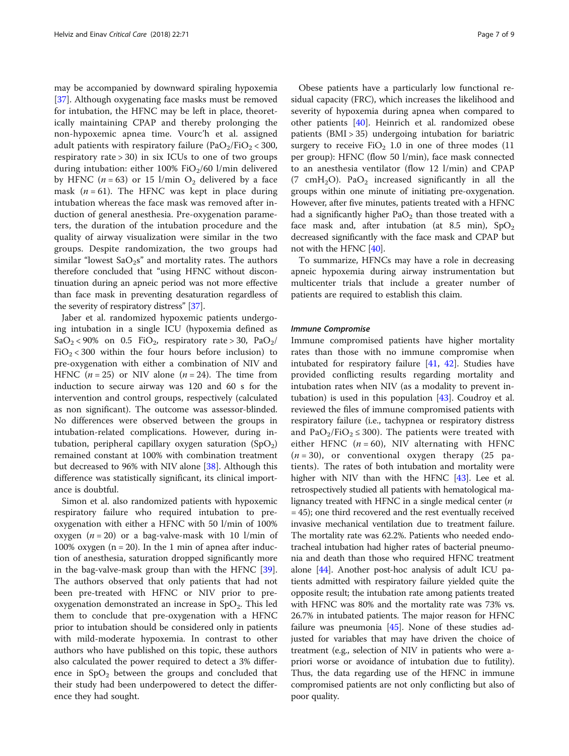may be accompanied by downward spiraling hypoxemia [37]. Although oxygenating face masks must be removed for intubation, the HFNC may be left in place, theoretically maintaining CPAP and thereby prolonging the non-hypoxemic apnea time. Vourc'h et al. assigned adult patients with respiratory failure ($PaO_2/FiO_2 < 300$, respiratory rate > 30) in six ICUs to one of two groups during intubation: either 100% $FiO_2$/60 l/min delivered by HFNC ($n = 63$) or 15 l/min $O_2$ delivered by a face mask ($n = 61$). The HFNC was kept in place during intubation whereas the face mask was removed after induction of general anesthesia. Pre-oxygenation parameters, the duration of the intubation procedure and the quality of airway visualization were similar in the two groups. Despite randomization, the two groups had similar "lowest $SaO_2$s" and mortality rates. The authors therefore concluded that "using HFNC without discontinuation during an apneic period was not more effective than face mask in preventing desaturation regardless of the severity of respiratory distress" [37].

Jaber et al. randomized hypoxemic patients undergoing intubation in a single ICU (hypoxemia defined as $SaO_2 < 90\%$ on 0.5 $FiO_2$, respiratory rate > 30, $PaO_2/FiO_2 < 300$ within the four hours before inclusion) to pre-oxygenation with either a combination of NIV and HFNC ($n = 25$) or NIV alone ($n = 24$). The time from induction to secure airway was 120 and 60 s for the intervention and control groups, respectively (calculated as non significant). The outcome was assessor-blinded. No differences were observed between the groups in intubation-related complications. However, during intubation, peripheral capillary oxygen saturation ($SpO_2$) remained constant at 100% with combination treatment but decreased to 96% with NIV alone [38]. Although this difference was statistically significant, its clinical importance is doubtful.

Simon et al. also randomized patients with hypoxemic respiratory failure who required intubation to pre-oxygenation with either a HFNC with 50 l/min of 100% oxygen ($n = 20$) or a bag-valve-mask with 10 l/min of 100% oxygen (n = 20). In the 1 min of apnea after induction of anesthesia, saturation dropped significantly more in the bag-valve-mask group than with the HFNC [39]. The authors observed that only patients that had not been pre-treated with HFNC or NIV prior to pre-oxygenation demonstrated an increase in $SpO_2$. This led them to conclude that pre-oxygenation with a HFNC prior to intubation should be considered only in patients with mild-moderate hypoxemia. In contrast to other authors who have published on this topic, these authors also calculated the power required to detect a 3% difference in $SpO_2$ between the groups and concluded that their study had been underpowered to detect the difference they had sought.

Obese patients have a particularly low functional residual capacity (FRC), which increases the likelihood and severity of hypoxemia during apnea when compared to other patients [40]. Heinrich et al. randomized obese patients (BMI > 35) undergoing intubation for bariatric surgery to receive $FiO_2$ 1.0 in one of three modes (11 per group): HFNC (flow 50 l/min), face mask connected to an anesthesia ventilator (flow 12 l/min) and CPAP (7 $cmH_2O$). $PaO_2$ increased significantly in all the groups within one minute of initiating pre-oxygenation. However, after five minutes, patients treated with a HFNC had a significantly higher $PaO_2$ than those treated with a face mask and, after intubation (at 8.5 min), $SpO_2$ decreased significantly with the face mask and CPAP but not with the HFNC [40].

To summarize, HFNCs may have a role in decreasing apneic hypoxemia during airway instrumentation but multicenter trials that include a greater number of patients are required to establish this claim.

### *Immune Compromise*

Immune compromised patients have higher mortality rates than those with no immune compromise when intubated for respiratory failure [41, 42]. Studies have provided conflicting results regarding mortality and intubation rates when NIV (as a modality to prevent intubation) is used in this population [43]. Coudroy et al. reviewed the files of immune compromised patients with respiratory failure (i.e., tachypnea or respiratory distress and $PaO_2/FiO_2 \leq 300$). The patients were treated with either HFNC ($n = 60$), NIV alternating with HFNC ($n = 30$), or conventional oxygen therapy (25 patients). The rates of both intubation and mortality were higher with NIV than with the HFNC [43]. Lee et al. retrospectively studied all patients with hematological malignancy treated with HFNC in a single medical center ($n = 45$); one third recovered and the rest eventually received invasive mechanical ventilation due to treatment failure. The mortality rate was 62.2%. Patients who needed endotracheal intubation had higher rates of bacterial pneumonia and death than those who required HFNC treatment alone [44]. Another post-hoc analysis of adult ICU patients admitted with respiratory failure yielded quite the opposite result; the intubation rate among patients treated with HFNC was 80% and the mortality rate was 73% vs. 26.7% in intubated patients. The major reason for HFNC failure was pneumonia [45]. None of these studies adjusted for variables that may have driven the choice of treatment (e.g., selection of NIV in patients who were a-priori worse or avoidance of intubation due to futility). Thus, the data regarding use of the HFNC in immune compromised patients are not only conflicting but also of poor quality.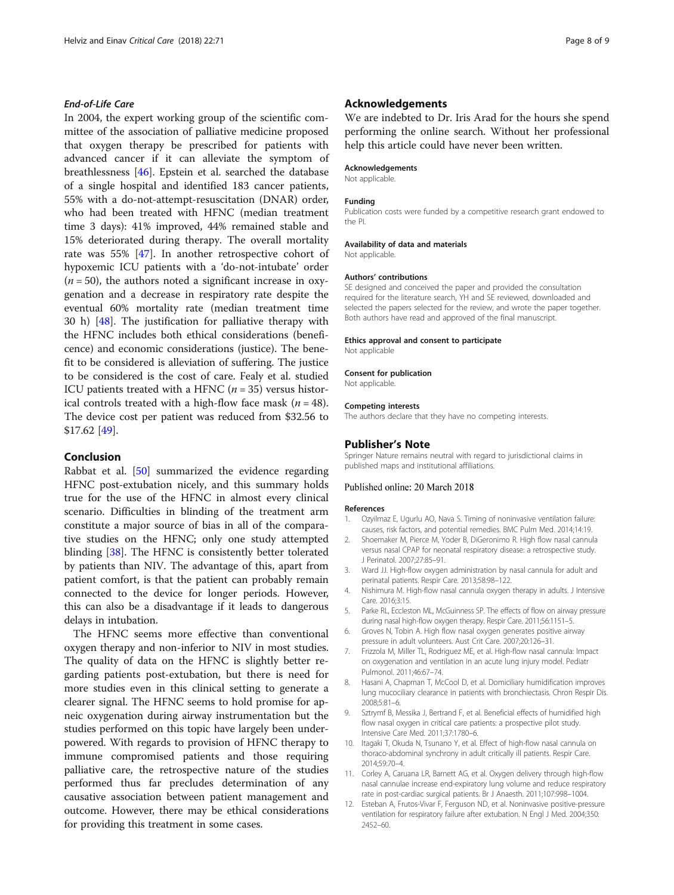### *End-of-Life Care*

In 2004, the expert working group of the scientific committee of the association of palliative medicine proposed that oxygen therapy be prescribed for patients with advanced cancer if it can alleviate the symptom of breathlessness [46]. Epstein et al. searched the database of a single hospital and identified 183 cancer patients, 55% with a do-not-attempt-resuscitation (DNAR) order, who had been treated with HFNC (median treatment time 3 days): 41% improved, 44% remained stable and 15% deteriorated during therapy. The overall mortality rate was 55% [47]. In another retrospective cohort of hypoxemic ICU patients with a 'do-not-intubate' order ($n = 50$), the authors noted a significant increase in oxygenation and a decrease in respiratory rate despite the eventual 60% mortality rate (median treatment time 30 h) [48]. The justification for palliative therapy with the HFNC includes both ethical considerations (beneficence) and economic considerations (justice). The benefit to be considered is alleviation of suffering. The justice to be considered is the cost of care. Fealy et al. studied ICU patients treated with a HFNC ($n = 35$) versus historical controls treated with a high-flow face mask ($n = 48$). The device cost per patient was reduced from \$32.56 to \$17.62 [49].

## Conclusion

Rabbat et al. [50] summarized the evidence regarding HFNC post-extubation nicely, and this summary holds true for the use of the HFNC in almost every clinical scenario. Difficulties in blinding of the treatment arm constitute a major source of bias in all of the comparative studies on the HFNC; only one study attempted blinding [38]. The HFNC is consistently better tolerated by patients than NIV. The advantage of this, apart from patient comfort, is that the patient can probably remain connected to the device for longer periods. However, this can also be a disadvantage if it leads to dangerous delays in intubation.

The HFNC seems more effective than conventional oxygen therapy and non-inferior to NIV in most studies. The quality of data on the HFNC is slightly better regarding patients post-extubation, but there is need for more studies even in this clinical setting to generate a clearer signal. The HFNC seems to hold promise for apneic oxygenation during airway instrumentation but the studies performed on this topic have largely been underpowered. With regards to provision of HFNC therapy to immune compromised patients and those requiring palliative care, the retrospective nature of the studies performed thus far precludes determination of any causative association between patient management and outcome. However, there may be ethical considerations for providing this treatment in some cases.

## Acknowledgements

We are indebted to Dr. Iris Arad for the hours she spend performing the online search. Without her professional help this article could have never been written.

#### Acknowledgements

Not applicable.

#### Funding

Publication costs were funded by a competitive research grant endowed to the PI.

#### Availability of data and materials

Not applicable.

#### Authors' contributions

SE designed and conceived the paper and provided the consultation required for the literature search, YH and SE reviewed, downloaded and selected the papers selected for the review, and wrote the paper together. Both authors have read and approved of the final manuscript.

#### Ethics approval and consent to participate

Not applicable

#### Consent for publication

Not applicable.

#### Competing interests

The authors declare that they have no competing interests.

## Publisher's Note

Springer Nature remains neutral with regard to jurisdictional claims in published maps and institutional affiliations.

Published online: 20 March 2018

#### References

1. Ozyilmaz E, Ugurlu AO, Nava S. Timing of noninvasive ventilation failure: causes, risk factors, and potential remedies. BMC Pulm Med. 2014;14:19.
2. Shoemaker M, Pierce M, Yoder B, DiGeronimo R. High flow nasal cannula versus nasal CPAP for neonatal respiratory disease: a retrospective study. J Perinatol. 2007;27:85–91.
3. Ward JJ. High-flow oxygen administration by nasal cannula for adult and perinatal patients. Respir Care. 2013;58:98–122.
4. Nishimura M. High-flow nasal cannula oxygen therapy in adults. J Intensive Care. 2016;3:15.
5. Parke RL, Eccleston ML, McGuinness SP. The effects of flow on airway pressure during nasal high-flow oxygen therapy. Respir Care. 2011;56:1151–5.
6. Groves N, Tobin A. High flow nasal oxygen generates positive airway pressure in adult volunteers. Aust Crit Care. 2007;20:126–31.
7. Frizzola M, Miller TL, Rodriguez ME, et al. High-flow nasal cannula: Impact on oxygenation and ventilation in an acute lung injury model. Pediatr Pulmonol. 2011;46:67–74.
8. Hasani A, Chapman T, McCool D, et al. Domiciliary humidification improves lung mucociliary clearance in patients with bronchiectasis. Chron Respir Dis. 2008;5:81–6.
9. Sztrymf B, Messika J, Bertrand F, et al. Beneficial effects of humidified high flow nasal oxygen in critical care patients: a prospective pilot study. Intensive Care Med. 2011;37:1780–6.
10. Itagaki T, Okuda N, Tsunano Y, et al. Effect of high-flow nasal cannula on thoraco-abdominal synchrony in adult critically ill patients. Respir Care. 2014;59:70–4.
11. Corley A, Caruana LR, Barnett AG, et al. Oxygen delivery through high-flow nasal cannulae increase end-expiratory lung volume and reduce respiratory rate in post-cardiac surgical patients. Br J Anaesth. 2011;107:998–1004.
12. Esteban A, Frutos-Vivar F, Ferguson ND, et al. Noninvasive positive-pressure ventilation for respiratory failure after extubation. N Engl J Med. 2004;350:2452–60.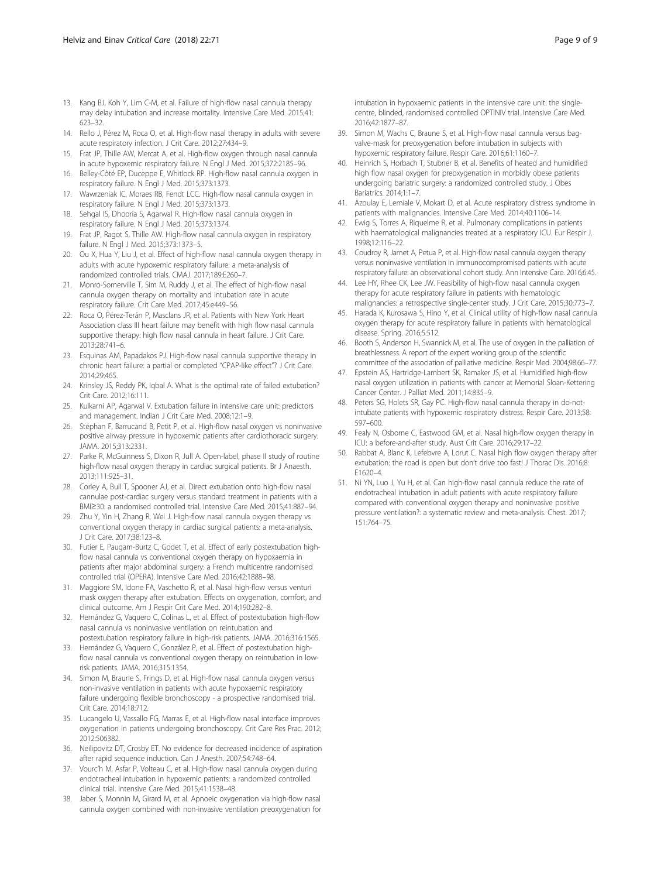13. Kang BJ, Koh Y, Lim C-M, et al. Failure of high-flow nasal cannula therapy may delay intubation and increase mortality. Intensive Care Med. 2015;41: 623–32.
14. Rello J, Pérez M, Roca O, et al. High-flow nasal therapy in adults with severe acute respiratory infection. J Crit Care. 2012;27:434–9.
15. Frat JP, Thille AW, Mercat A, et al. High-flow oxygen through nasal cannula in acute hypoxemic respiratory failure. N Engl J Med. 2015;372:2185–96.
16. Belley-Côté EP, Duceppe E, Whitlock RP. High-flow nasal cannula oxygen in respiratory failure. N Engl J Med. 2015;373:1373.
17. Wawrzeniak IC, Moraes RB, Fendt LCC. High-flow nasal cannula oxygen in respiratory failure. N Engl J Med. 2015;373:1373.
18. Sehgal IS, Dhooria S, Agarwal R. High-flow nasal cannula oxygen in respiratory failure. N Engl J Med. 2015;373:1374.
19. Frat JP, Ragot S, Thille AW. High-flow nasal cannula oxygen in respiratory failure. N Engl J Med. 2015;373:1373–5.
20. Ou X, Hua Y, Liu J, et al. Effect of high-flow nasal cannula oxygen therapy in adults with acute hypoxemic respiratory failure: a meta-analysis of randomized controlled trials. CMAJ. 2017;189:E260–7.
21. Monro-Somerville T, Sim M, Ruddy J, et al. The effect of high-flow nasal cannula oxygen therapy on mortality and intubation rate in acute respiratory failure. Crit Care Med. 2017;45:e449–56.
22. Roca O, Pérez-Terán P, Masclans JR, et al. Patients with New York Heart Association class III heart failure may benefit with high flow nasal cannula supportive therapy: high flow nasal cannula in heart failure. J Crit Care. 2013;28:741–6.
23. Esquinas AM, Papadakos PJ. High-flow nasal cannula supportive therapy in chronic heart failure: a partial or completed "CPAP-like effect"? J Crit Care. 2014;29:465.
24. Krinsley JS, Reddy PK, Iqbal A. What is the optimal rate of failed extubation? Crit Care. 2012;16:111.
25. Kulkarni AP, Agarwal V. Extubation failure in intensive care unit: predictors and management. Indian J Crit Care Med. 2008;12:1–9.
26. Stéphan F, Barrucand B, Petit P, et al. High-flow nasal oxygen vs noninvasive positive airway pressure in hypoxemic patients after cardiothoracic surgery. JAMA. 2015;313:2331.
27. Parke R, McGuinness S, Dixon R, Jull A. Open-label, phase II study of routine high-flow nasal oxygen therapy in cardiac surgical patients. Br J Anaesth. 2013;111:925–31.
28. Corley A, Bull T, Spooner AJ, et al. Direct extubation onto high-flow nasal cannulae post-cardiac surgery versus standard treatment in patients with a BMI≥30: a randomised controlled trial. Intensive Care Med. 2015;41:887–94.
29. Zhu Y, Yin H, Zhang R, Wei J. High-flow nasal cannula oxygen therapy vs conventional oxygen therapy in cardiac surgical patients: a meta-analysis. J Crit Care. 2017;38:123–8.
30. Futier E, Paugam-Burtz C, Godet T, et al. Effect of early postextubation high-flow nasal cannula vs conventional oxygen therapy on hypoxaemia in patients after major abdominal surgery: a French multicentre randomised controlled trial (OPERA). Intensive Care Med. 2016;42:1888–98.
31. Maggiore SM, Idone FA, Vaschetto R, et al. Nasal high-flow versus venturi mask oxygen therapy after extubation. Effects on oxygenation, comfort, and clinical outcome. Am J Respir Crit Care Med. 2014;190:282–8.
32. Hernández G, Vaquero C, Colinas L, et al. Effect of postextubation high-flow nasal cannula vs noninvasive ventilation on reintubation and postextubation respiratory failure in high-risk patients. JAMA. 2016;316:1565.
33. Hernández G, Vaquero C, González P, et al. Effect of postextubation high-flow nasal cannula vs conventional oxygen therapy on reintubation in low-risk patients. JAMA. 2016;315:1354.
34. Simon M, Braune S, Frings D, et al. High-flow nasal cannula oxygen versus non-invasive ventilation in patients with acute hypoxaemic respiratory failure undergoing flexible bronchoscopy - a prospective randomised trial. Crit Care. 2014;18:712.
35. Lucangelo U, Vassallo FG, Marras E, et al. High-flow nasal interface improves oxygenation in patients undergoing bronchoscopy. Crit Care Res Prac. 2012; 2012:506382.
36. Neilipovitz DT, Crosby ET. No evidence for decreased incidence of aspiration after rapid sequence induction. Can J Anesth. 2007;54:748–64.
37. Vourc'h M, Asfar P, Volteau C, et al. High-flow nasal cannula oxygen during endotracheal intubation in hypoxemic patients: a randomized controlled clinical trial. Intensive Care Med. 2015;41:1538–48.
38. Jaber S, Monnin M, Girard M, et al. Apnoeic oxygenation via high-flow nasal cannula oxygen combined with non-invasive ventilation preoxygenation for intubation in hypoxaemic patients in the intensive care unit: the single-centre, blinded, randomised controlled OPTINIV trial. Intensive Care Med. 2016;42:1877–87.
39. Simon M, Wachs C, Braune S, et al. High-flow nasal cannula versus bag-valve-mask for preoxygenation before intubation in subjects with hypoxemic respiratory failure. Respir Care. 2016;61:1160–7.
40. Heinrich S, Horbach T, Stubner B, et al. Benefits of heated and humidified high flow nasal oxygen for preoxygenation in morbidly obese patients undergoing bariatric surgery: a randomized controlled study. J Obes Bariatrics. 2014;1:1–7.
41. Azoulay E, Lemiale V, Mokart D, et al. Acute respiratory distress syndrome in patients with malignancies. Intensive Care Med. 2014;40:1106–14.
42. Ewig S, Torres A, Riquelme R, et al. Pulmonary complications in patients with haematological malignancies treated at a respiratory ICU. Eur Respir J. 1998;12:116–22.
43. Coudroy R, Jamet A, Petua P, et al. High-flow nasal cannula oxygen therapy versus noninvasive ventilation in immunocompromised patients with acute respiratory failure: an observational cohort study. Ann Intensive Care. 2016;6:45.
44. Lee HY, Rhee CK, Lee JW. Feasibility of high-flow nasal cannula oxygen therapy for acute respiratory failure in patients with hematologic malignancies: a retrospective single-center study. J Crit Care. 2015;30:773–7.
45. Harada K, Kurosawa S, Hino Y, et al. Clinical utility of high-flow nasal cannula oxygen therapy for acute respiratory failure in patients with hematological disease. Spring. 2016;5:512.
46. Booth S, Anderson H, Swannick M, et al. The use of oxygen in the palliation of breathlessness. A report of the expert working group of the scientific committee of the association of palliative medicine. Respir Med. 2004;98:66–77.
47. Epstein AS, Hartridge-Lambert SK, Ramaker JS, et al. Humidified high-flow nasal oxygen utilization in patients with cancer at Memorial Sloan-Kettering Cancer Center. J Palliat Med. 2011;14:835–9.
48. Peters SG, Holets SR, Gay PC. High-flow nasal cannula therapy in do-not-intubate patients with hypoxemic respiratory distress. Respir Care. 2013;58: 597–600.
49. Fealy N, Osborne C, Eastwood GM, et al. Nasal high-flow oxygen therapy in ICU: a before-and-after study. Aust Crit Care. 2016;29:17–22.
50. Rabbat A, Blanc K, Lefebvre A, Lorut C. Nasal high flow oxygen therapy after extubation: the road is open but don't drive too fast! J Thorac Dis. 2016;8: E1620–4.
51. Ni YN, Luo J, Yu H, et al. Can high-flow nasal cannula reduce the rate of endotracheal intubation in adult patients with acute respiratory failure compared with conventional oxygen therapy and noninvasive positive pressure ventilation?: a systematic review and meta-analysis. Chest. 2017; 151:764–75.